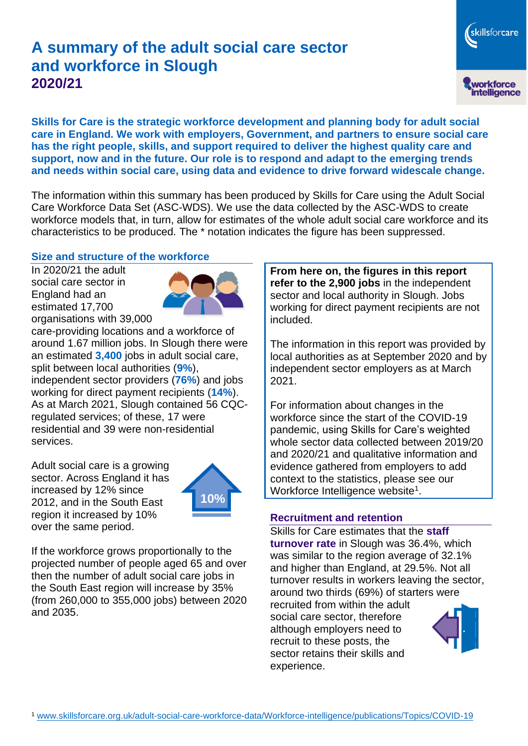# A summary of the adult social care sector and workforce in Slough

## 2020/21

**Skills for Care is the strategic workforce development and planning body for adult social care in England. We work with employers, Government, and partners to ensure social care has the right people, skills, and support required to deliver the highest quality care and support, now and in the future. Our role is to respond and adapt to the emerging trends and needs within social care, using data and evidence to drive forward widescale change.**

The information within this summary has been produced by Skills for Care using the Adult Social Care Workforce Data Set (ASC-WDS). We use the data collected by the ASC-WDS to create workforce models that, in turn, allow for estimates of the whole adult social care workforce and its characteristics to be produced. The * notation indicates the figure has been suppressed.

### Size and structure of the workforce

In 2020/21 the adult social care sector in England had an estimated 17,700 organisations with 39,000 care-providing locations and a workforce of around 1.67 million jobs. In Slough there were an estimated **3,400** jobs in adult social care, split between local authorities (**9%**), independent sector providers (**76%**) and jobs working for direct payment recipients (**14%**). As at March 2021, Slough contained 56 CQC-regulated services; of these, 17 were residential and 39 were non-residential services.

Adult social care is a growing sector. Across England it has increased by 12% since 2012, and in the South East region it increased by 10% over the same period.

10%

If the workforce grows proportionally to the projected number of people aged 65 and over then the number of adult social care jobs in the South East region will increase by 35% (from 260,000 to 355,000 jobs) between 2020 and 2035.

**From here on, the figures in this report refer to the 2,900 jobs** in the independent sector and local authority in Slough. Jobs working for direct payment recipients are not included.

The information in this report was provided by local authorities as at September 2020 and by independent sector employers as at March 2021.

For information about changes in the workforce since the start of the COVID-19 pandemic, using Skills for Care's weighted whole sector data collected between 2019/20 and 2020/21 and qualitative information and evidence gathered from employers to add context to the statistics, please see our Workforce Intelligence website[1].

### Recruitment and retention

Skills for Care estimates that the **staff turnover rate** in Slough was 36.4%, which was similar to the region average of 32.1% and higher than England, at 29.5%. Not all turnover results in workers leaving the sector, around two thirds (69%) of starters were recruited from within the adult social care sector, therefore although employers need to recruit to these posts, the sector retains their skills and experience.

[1] www.skillsforcare.org.uk/adult-social-care-workforce-data/Workforce-intelligence/publications/Topics/COVID-19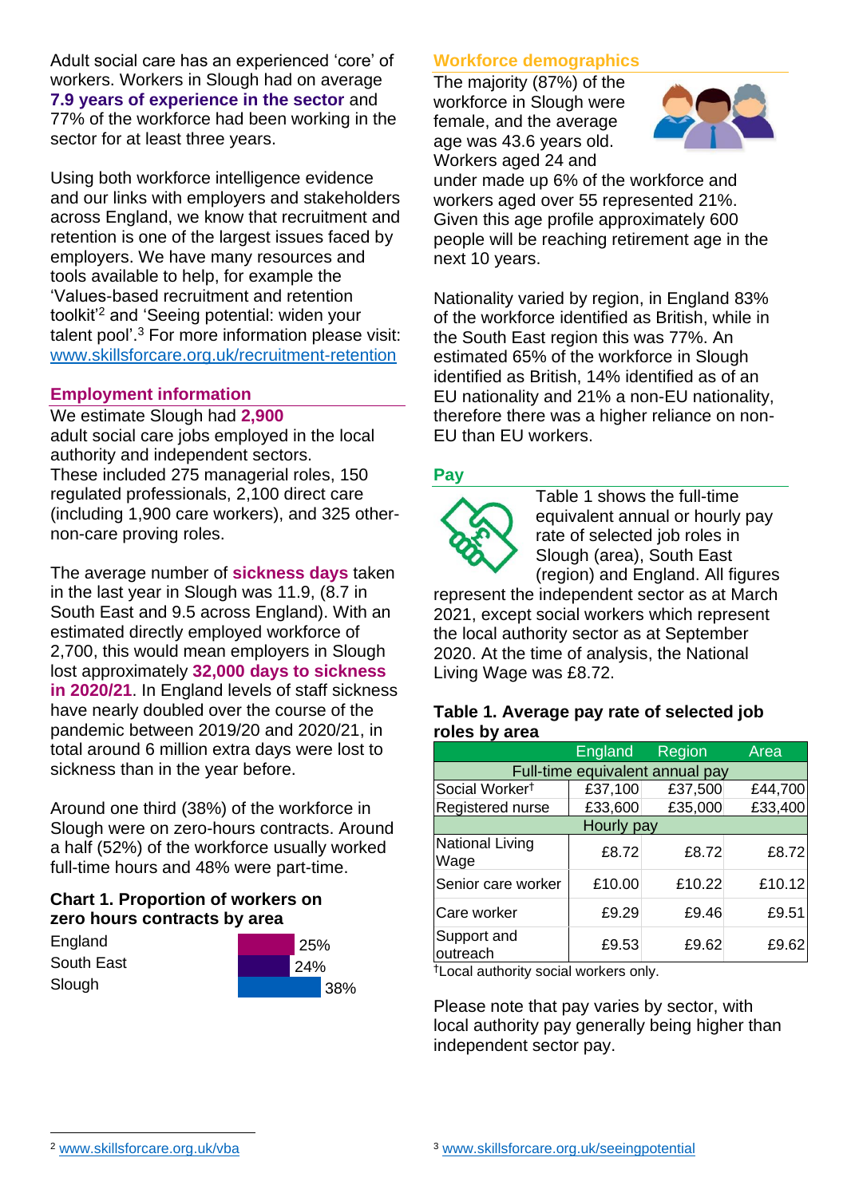Adult social care has an experienced 'core' of workers. Workers in Slough had on average **7.9 years of experience in the sector** and 77% of the workforce had been working in the sector for at least three years.

Using both workforce intelligence evidence and our links with employers and stakeholders across England, we know that recruitment and retention is one of the largest issues faced by employers. We have many resources and tools available to help, for example the 'Values-based recruitment and retention toolkit'[2] and 'Seeing potential: widen your talent pool'.[3] For more information please visit: [www.skillsforcare.org.uk/recruitment-retention](http://www.skillsforcare.org.uk/recruitment-retention)

## Employment information

We estimate Slough had **2,900** adult social care jobs employed in the local authority and independent sectors. These included 275 managerial roles, 150 regulated professionals, 2,100 direct care (including 1,900 care workers), and 325 other-non-care proving roles.

The average number of **sickness days** taken in the last year in Slough was 11.9, (8.7 in South East and 9.5 across England). With an estimated directly employed workforce of 2,700, this would mean employers in Slough lost approximately **32,000 days to sickness in 2020/21**. In England levels of staff sickness have nearly doubled over the course of the pandemic between 2019/20 and 2020/21, in total around 6 million extra days were lost to sickness than in the year before.

Around one third (38%) of the workforce in Slough were on zero-hours contracts. Around a half (52%) of the workforce usually worked full-time hours and 48% were part-time.

**Chart 1. Proportion of workers on zero hours contracts by area**

| Area | Proportion |
|---|---|
| England | 25% |
| South East | 24% |
| Slough | 38% |

## Workforce demographics

The majority (87%) of the workforce in Slough were female, and the average age was 43.6 years old. Workers aged 24 and under made up 6% of the workforce and workers aged over 55 represented 21%. Given this age profile approximately 600 people will be reaching retirement age in the next 10 years.

Nationality varied by region, in England 83% of the workforce identified as British, while in the South East region this was 77%. An estimated 65% of the workforce in Slough identified as British, 14% identified as of an EU nationality and 21% a non-EU nationality, therefore there was a higher reliance on non-EU than EU workers.

## Pay

Table 1 shows the full-time equivalent annual or hourly pay rate of selected job roles in Slough (area), South East (region) and England. All figures represent the independent sector as at March 2021, except social workers which represent the local authority sector as at September 2020. At the time of analysis, the National Living Wage was £8.72.

**Table 1. Average pay rate of selected job roles by area**

| | England | Region | Area |
|---|---|---|---|
| **Full-time equivalent annual pay** | | | |
| Social Worker† | £37,100 | £37,500 | £44,700 |
| Registered nurse | £33,600 | £35,000 | £33,400 |
| **Hourly pay** | | | |
| National Living Wage | £8.72 | £8.72 | £8.72 |
| Senior care worker | £10.00 | £10.22 | £10.12 |
| Care worker | £9.29 | £9.46 | £9.51 |
| Support and outreach | £9.53 | £9.62 | £9.62 |

†Local authority social workers only.

Please note that pay varies by sector, with local authority pay generally being higher than independent sector pay.

[2] [www.skillsforcare.org.uk/vba](http://www.skillsforcare.org.uk/vba)

[3] [www.skillsforcare.org.uk/seeingpotential](http://www.skillsforcare.org.uk/seeingpotential)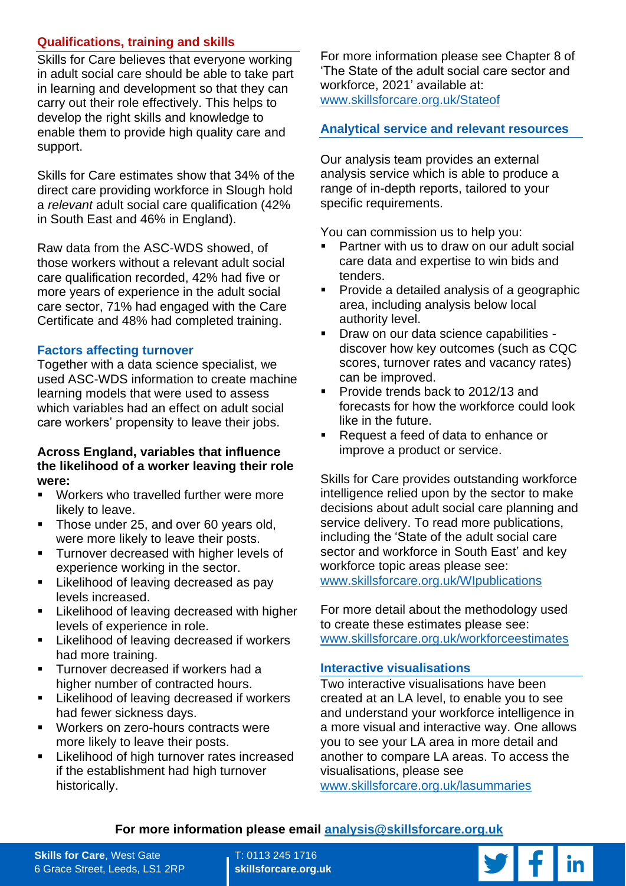## Qualifications, training and skills

Skills for Care believes that everyone working in adult social care should be able to take part in learning and development so that they can carry out their role effectively. This helps to develop the right skills and knowledge to enable them to provide high quality care and support.

Skills for Care estimates show that 34% of the direct care providing workforce in Slough hold a *relevant* adult social care qualification (42% in South East and 46% in England).

Raw data from the ASC-WDS showed, of those workers without a relevant adult social care qualification recorded, 42% had five or more years of experience in the adult social care sector, 71% had engaged with the Care Certificate and 48% had completed training.

## Factors affecting turnover

Together with a data science specialist, we used ASC-WDS information to create machine learning models that were used to assess which variables had an effect on adult social care workers' propensity to leave their jobs.

**Across England, variables that influence the likelihood of a worker leaving their role were:**

- Workers who travelled further were more likely to leave.
- Those under 25, and over 60 years old, were more likely to leave their posts.
- Turnover decreased with higher levels of experience working in the sector.
- Likelihood of leaving decreased as pay levels increased.
- Likelihood of leaving decreased with higher levels of experience in role.
- Likelihood of leaving decreased if workers had more training.
- Turnover decreased if workers had a higher number of contracted hours.
- Likelihood of leaving decreased if workers had fewer sickness days.
- Workers on zero-hours contracts were more likely to leave their posts.
- Likelihood of high turnover rates increased if the establishment had high turnover historically.

For more information please see Chapter 8 of 'The State of the adult social care sector and workforce, 2021' available at: www.skillsforcare.org.uk/Stateof

## Analytical service and relevant resources

Our analysis team provides an external analysis service which is able to produce a range of in-depth reports, tailored to your specific requirements.

You can commission us to help you:

- Partner with us to draw on our adult social care data and expertise to win bids and tenders.
- Provide a detailed analysis of a geographic area, including analysis below local authority level.
- Draw on our data science capabilities - discover how key outcomes (such as CQC scores, turnover rates and vacancy rates) can be improved.
- Provide trends back to 2012/13 and forecasts for how the workforce could look like in the future.
- Request a feed of data to enhance or improve a product or service.

Skills for Care provides outstanding workforce intelligence relied upon by the sector to make decisions about adult social care planning and service delivery. To read more publications, including the 'State of the adult social care sector and workforce in South East' and key workforce topic areas please see: www.skillsforcare.org.uk/WIpublications

For more detail about the methodology used to create these estimates please see: www.skillsforcare.org.uk/workforceestimates

## Interactive visualisations

Two interactive visualisations have been created at an LA level, to enable you to see and understand your workforce intelligence in a more visual and interactive way. One allows you to see your LA area in more detail and another to compare LA areas. To access the visualisations, please see www.skillsforcare.org.uk/lasummaries

**For more information please email analysis@skillsforcare.org.uk**

**Skills for Care**, West Gate
6 Grace Street, Leeds, LS1 2RP

T: 0113 245 1716
**skillsforcare.org.uk**